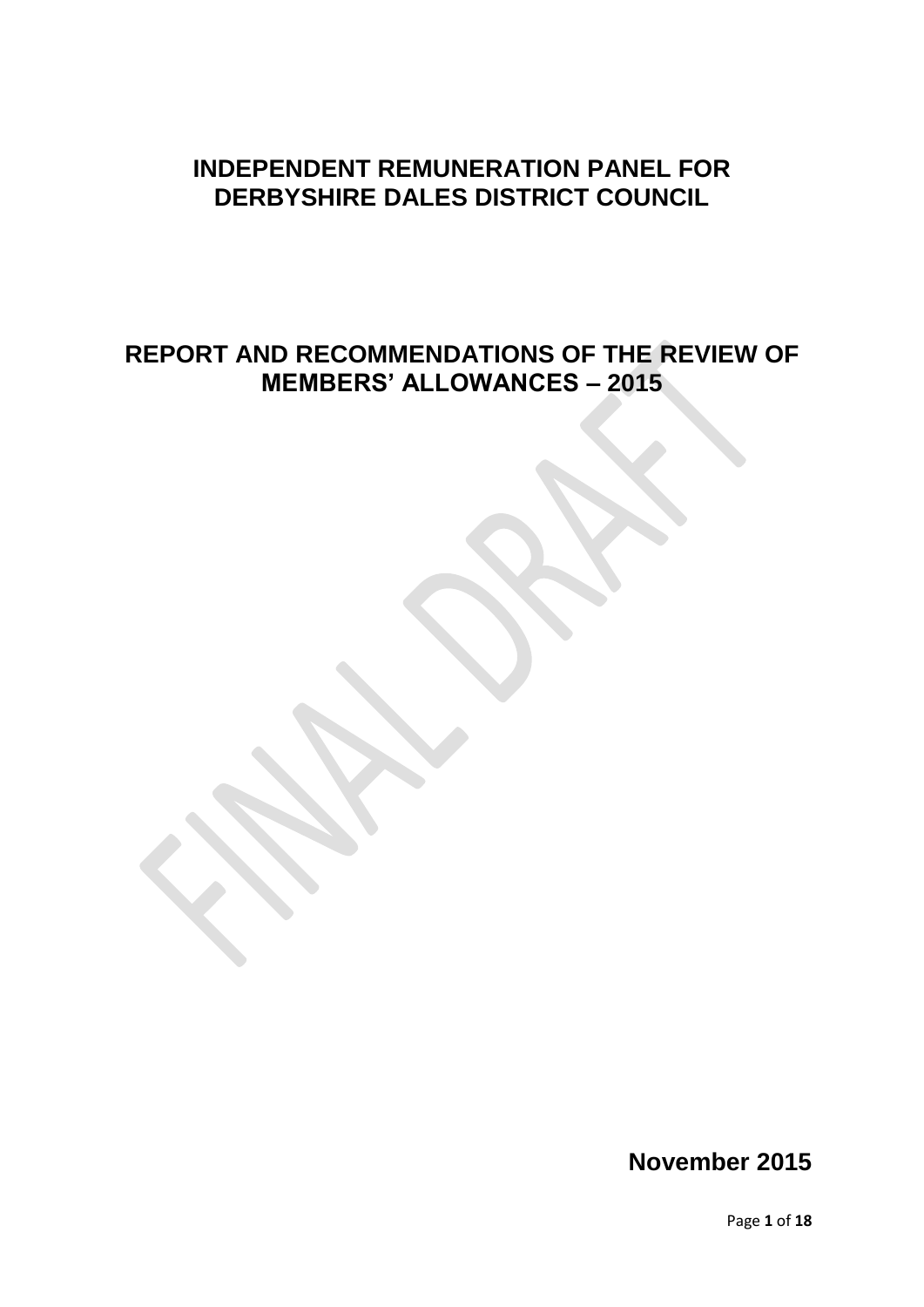# INDEPENDENT REMUNERATION PANEL FOR DERBYSHIRE DALES DISTRICT COUNCIL

## REPORT AND RECOMMENDATIONS OF THE REVIEW OF MEMBERS' ALLOWANCES – 2015

**November 2015**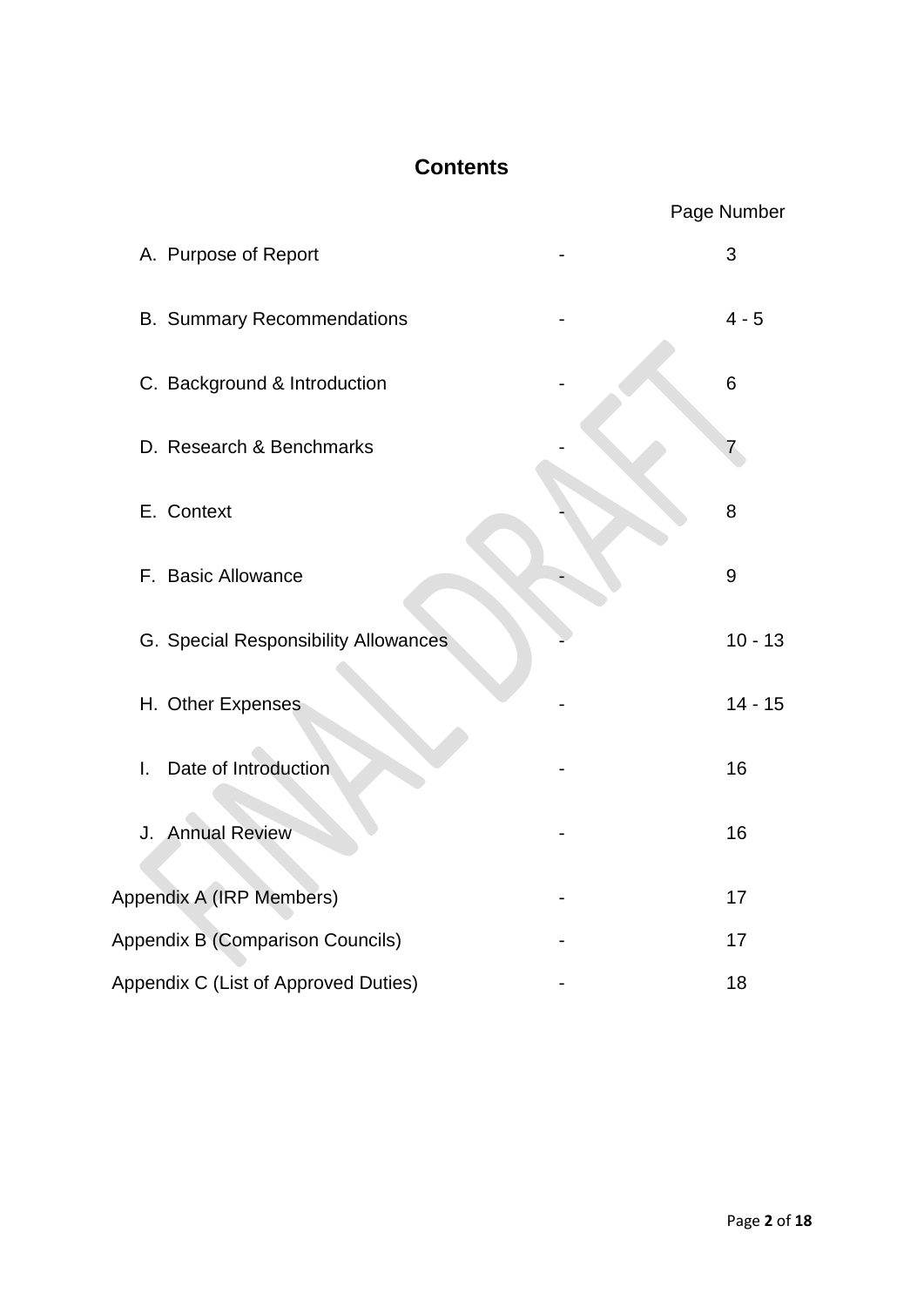# Contents

| | | Page Number |
|---|---|---|
| A. Purpose of Report | - | 3 |
| B. Summary Recommendations | - | 4 - 5 |
| C. Background & Introduction | - | 6 |
| D. Research & Benchmarks | - | 7 |
| E. Context | - | 8 |
| F. Basic Allowance | - | 9 |
| G. Special Responsibility Allowances | - | 10 - 13 |
| H. Other Expenses | - | 14 - 15 |
| I. Date of Introduction | - | 16 |
| J. Annual Review | - | 16 |
| Appendix A (IRP Members) | - | 17 |
| Appendix B (Comparison Councils) | - | 17 |
| Appendix C (List of Approved Duties) | - | 18 |

FINAL DRAFT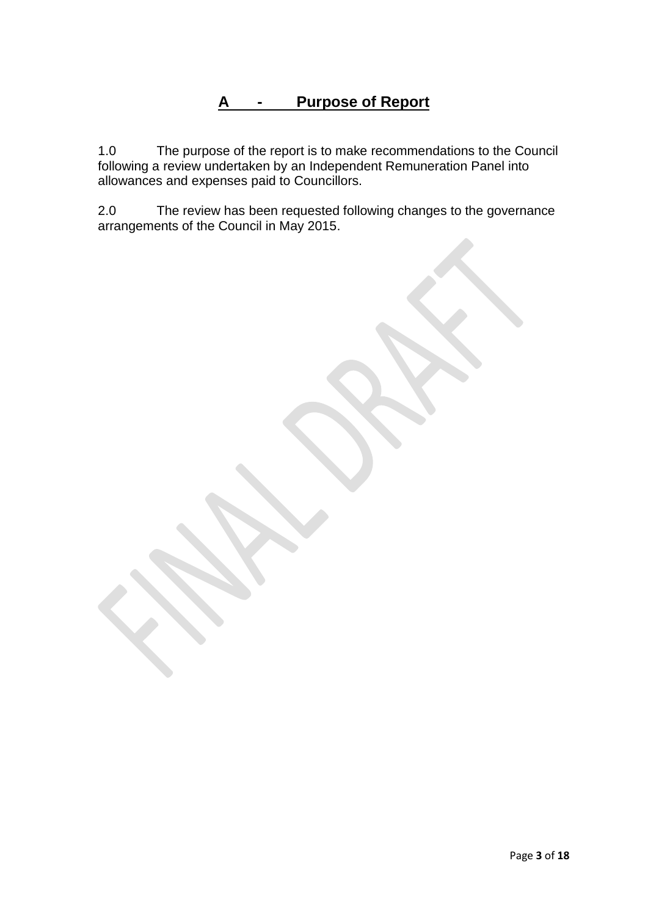## A - Purpose of Report

1.0 The purpose of the report is to make recommendations to the Council following a review undertaken by an Independent Remuneration Panel into allowances and expenses paid to Councillors.

2.0 The review has been requested following changes to the governance arrangements of the Council in May 2015.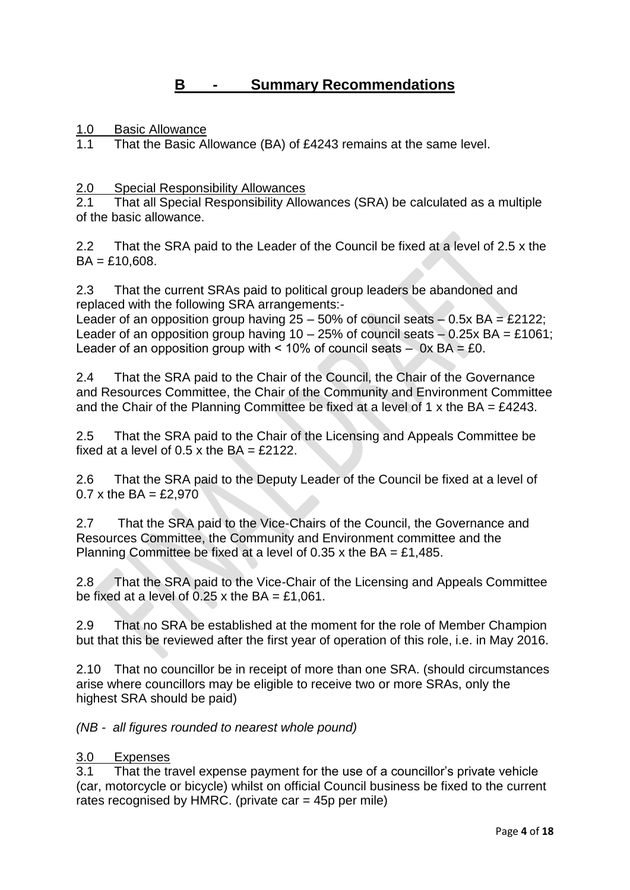# B - Summary Recommendations

1.0 Basic Allowance

1.1 That the Basic Allowance (BA) of £4243 remains at the same level.

2.0 Special Responsibility Allowances

2.1 That all Special Responsibility Allowances (SRA) be calculated as a multiple of the basic allowance.

2.2 That the SRA paid to the Leader of the Council be fixed at a level of 2.5 x the BA = £10,608.

2.3 That the current SRAs paid to political group leaders be abandoned and replaced with the following SRA arrangements:-
Leader of an opposition group having 25 – 50% of council seats – 0.5x BA = £2122;
Leader of an opposition group having 10 – 25% of council seats – 0.25x BA = £1061;
Leader of an opposition group with < 10% of council seats – 0x BA = £0.

2.4 That the SRA paid to the Chair of the Council, the Chair of the Governance and Resources Committee, the Chair of the Community and Environment Committee and the Chair of the Planning Committee be fixed at a level of 1 x the BA = £4243.

2.5 That the SRA paid to the Chair of the Licensing and Appeals Committee be fixed at a level of 0.5 x the BA = £2122.

2.6 That the SRA paid to the Deputy Leader of the Council be fixed at a level of 0.7 x the BA = £2,970

2.7 That the SRA paid to the Vice-Chairs of the Council, the Governance and Resources Committee, the Community and Environment committee and the Planning Committee be fixed at a level of 0.35 x the BA = £1,485.

2.8 That the SRA paid to the Vice-Chair of the Licensing and Appeals Committee be fixed at a level of 0.25 x the BA = £1,061.

2.9 That no SRA be established at the moment for the role of Member Champion but that this be reviewed after the first year of operation of this role, i.e. in May 2016.

2.10 That no councillor be in receipt of more than one SRA. (should circumstances arise where councillors may be eligible to receive two or more SRAs, only the highest SRA should be paid)

*(NB - all figures rounded to nearest whole pound)*

3.0 Expenses

3.1 That the travel expense payment for the use of a councillor's private vehicle (car, motorcycle or bicycle) whilst on official Council business be fixed to the current rates recognised by HMRC. (private car = 45p per mile)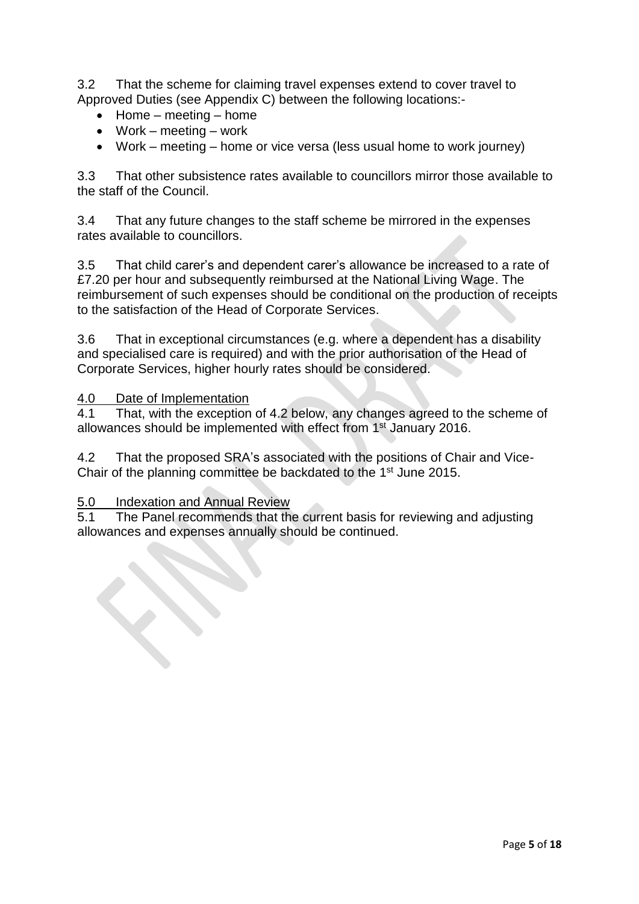3.2 That the scheme for claiming travel expenses extend to cover travel to Approved Duties (see Appendix C) between the following locations:-

- Home – meeting – home
- Work – meeting – work
- Work – meeting – home or vice versa (less usual home to work journey)

3.3 That other subsistence rates available to councillors mirror those available to the staff of the Council.

3.4 That any future changes to the staff scheme be mirrored in the expenses rates available to councillors.

3.5 That child carer's and dependent carer's allowance be increased to a rate of £7.20 per hour and subsequently reimbursed at the National Living Wage. The reimbursement of such expenses should be conditional on the production of receipts to the satisfaction of the Head of Corporate Services.

3.6 That in exceptional circumstances (e.g. where a dependent has a disability and specialised care is required) and with the prior authorisation of the Head of Corporate Services, higher hourly rates should be considered.

## 4.0 Date of Implementation

4.1 That, with the exception of 4.2 below, any changes agreed to the scheme of allowances should be implemented with effect from 1st January 2016.

4.2 That the proposed SRA's associated with the positions of Chair and Vice-Chair of the planning committee be backdated to the 1st June 2015.

## 5.0 Indexation and Annual Review

5.1 The Panel recommends that the current basis for reviewing and adjusting allowances and expenses annually should be continued.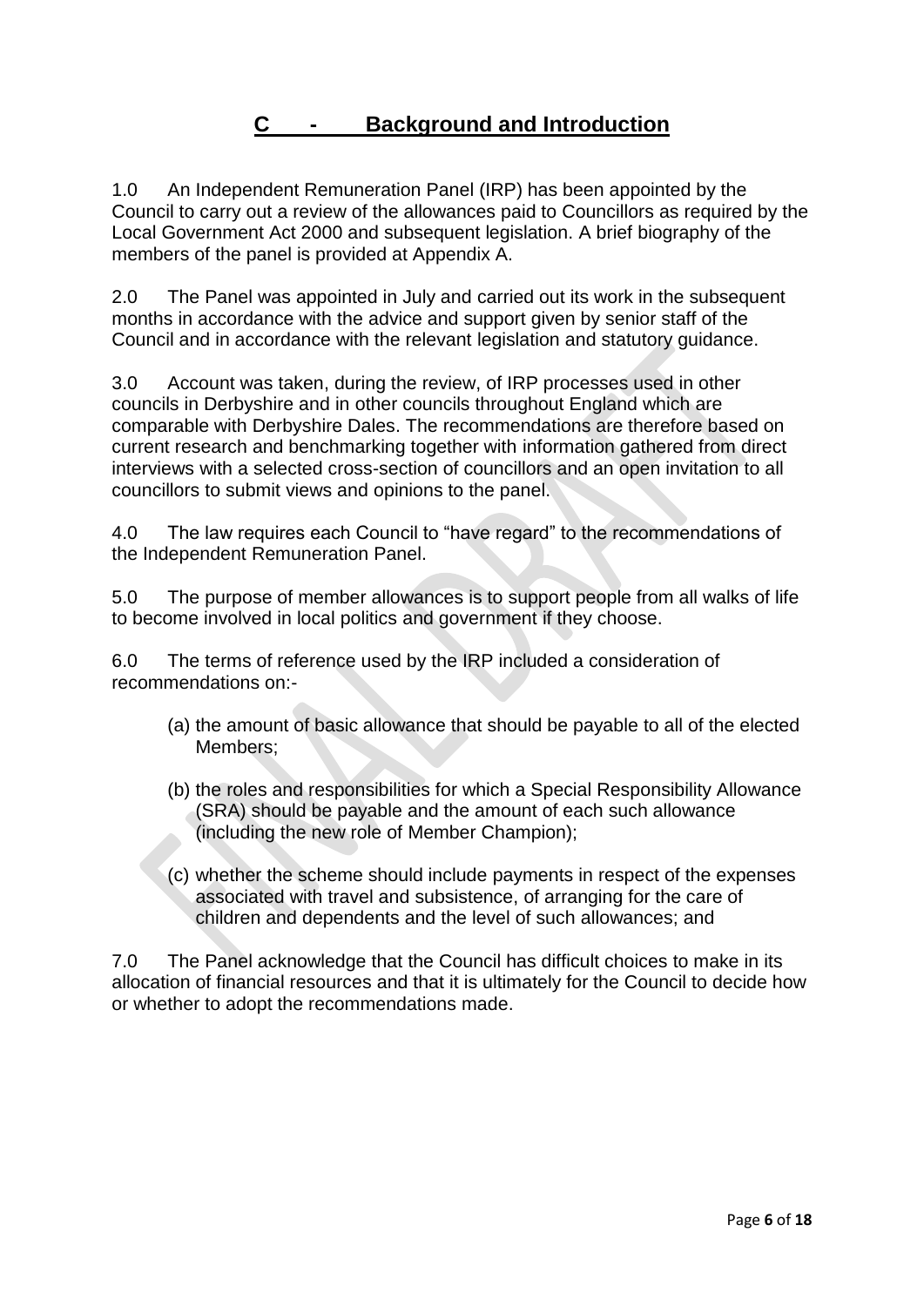## C - Background and Introduction

1.0 An Independent Remuneration Panel (IRP) has been appointed by the Council to carry out a review of the allowances paid to Councillors as required by the Local Government Act 2000 and subsequent legislation. A brief biography of the members of the panel is provided at Appendix A.

2.0 The Panel was appointed in July and carried out its work in the subsequent months in accordance with the advice and support given by senior staff of the Council and in accordance with the relevant legislation and statutory guidance.

3.0 Account was taken, during the review, of IRP processes used in other councils in Derbyshire and in other councils throughout England which are comparable with Derbyshire Dales. The recommendations are therefore based on current research and benchmarking together with information gathered from direct interviews with a selected cross-section of councillors and an open invitation to all councillors to submit views and opinions to the panel.

4.0 The law requires each Council to "have regard" to the recommendations of the Independent Remuneration Panel.

5.0 The purpose of member allowances is to support people from all walks of life to become involved in local politics and government if they choose.

6.0 The terms of reference used by the IRP included a consideration of recommendations on:-

(a) the amount of basic allowance that should be payable to all of the elected Members;

(b) the roles and responsibilities for which a Special Responsibility Allowance (SRA) should be payable and the amount of each such allowance (including the new role of Member Champion);

(c) whether the scheme should include payments in respect of the expenses associated with travel and subsistence, of arranging for the care of children and dependents and the level of such allowances; and

7.0 The Panel acknowledge that the Council has difficult choices to make in its allocation of financial resources and that it is ultimately for the Council to decide how or whether to adopt the recommendations made.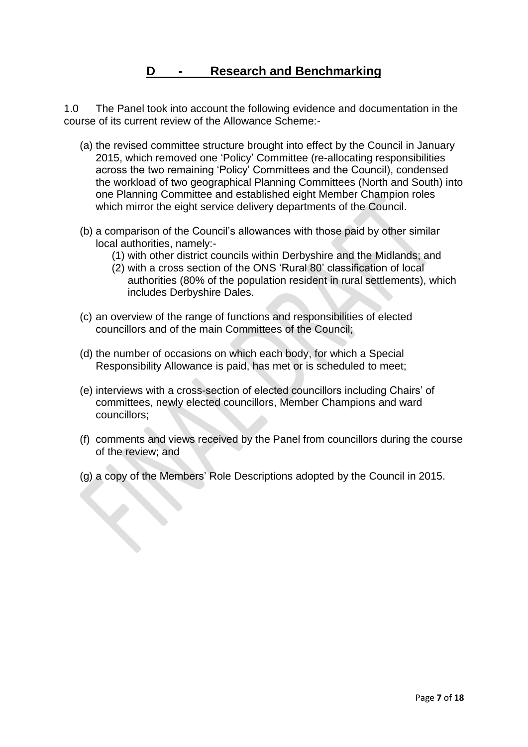## D - Research and Benchmarking

1.0 The Panel took into account the following evidence and documentation in the course of its current review of the Allowance Scheme:-

(a) the revised committee structure brought into effect by the Council in January 2015, which removed one 'Policy' Committee (re-allocating responsibilities across the two remaining 'Policy' Committees and the Council), condensed the workload of two geographical Planning Committees (North and South) into one Planning Committee and established eight Member Champion roles which mirror the eight service delivery departments of the Council.

(b) a comparison of the Council's allowances with those paid by other similar local authorities, namely:-
   (1) with other district councils within Derbyshire and the Midlands; and
   (2) with a cross section of the ONS 'Rural 80' classification of local authorities (80% of the population resident in rural settlements), which includes Derbyshire Dales.

(c) an overview of the range of functions and responsibilities of elected councillors and of the main Committees of the Council;

(d) the number of occasions on which each body, for which a Special Responsibility Allowance is paid, has met or is scheduled to meet;

(e) interviews with a cross-section of elected councillors including Chairs' of committees, newly elected councillors, Member Champions and ward councillors;

(f) comments and views received by the Panel from councillors during the course of the review; and

(g) a copy of the Members' Role Descriptions adopted by the Council in 2015.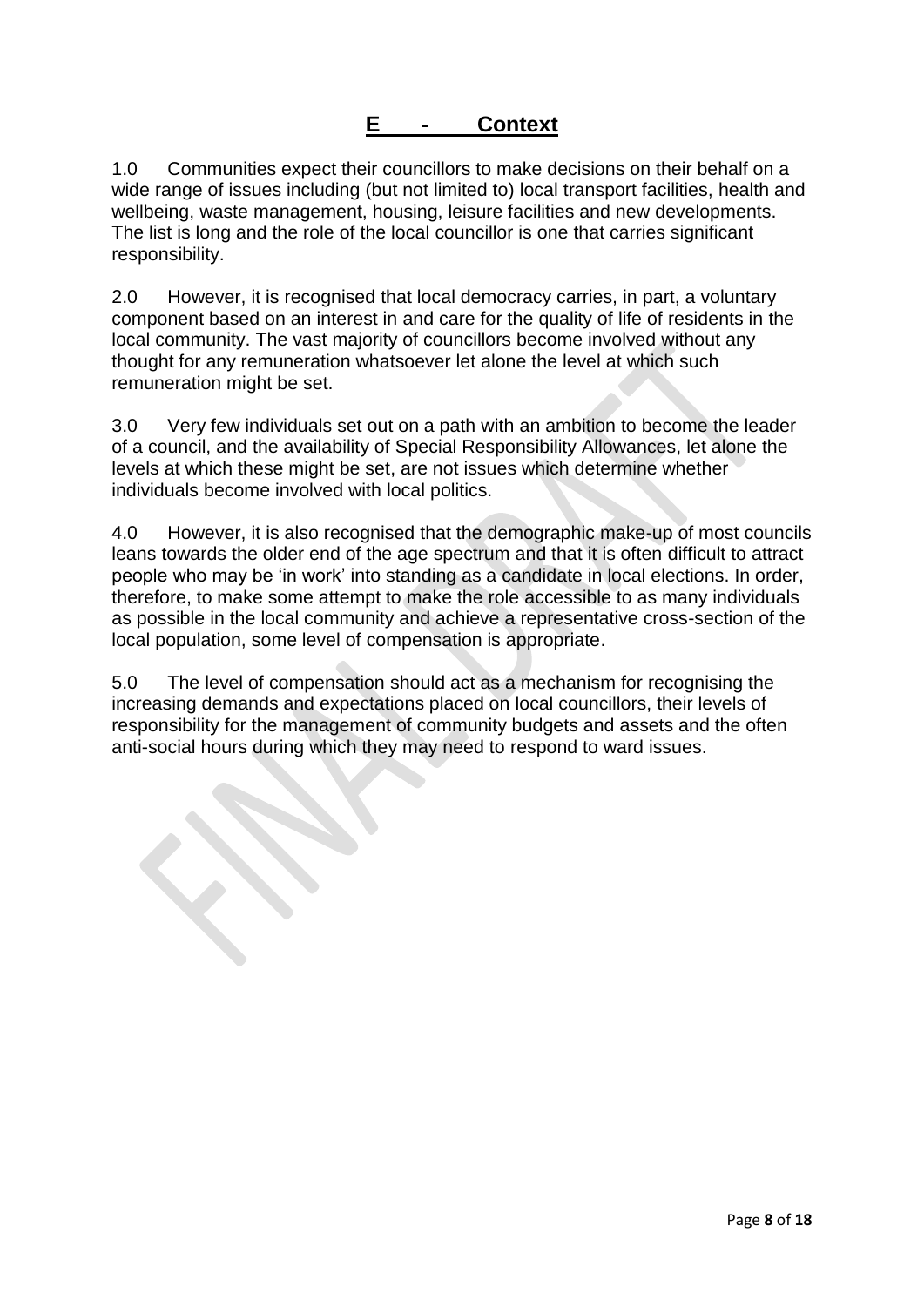## E - Context

1.0 Communities expect their councillors to make decisions on their behalf on a wide range of issues including (but not limited to) local transport facilities, health and wellbeing, waste management, housing, leisure facilities and new developments. The list is long and the role of the local councillor is one that carries significant responsibility.

2.0 However, it is recognised that local democracy carries, in part, a voluntary component based on an interest in and care for the quality of life of residents in the local community. The vast majority of councillors become involved without any thought for any remuneration whatsoever let alone the level at which such remuneration might be set.

3.0 Very few individuals set out on a path with an ambition to become the leader of a council, and the availability of Special Responsibility Allowances, let alone the levels at which these might be set, are not issues which determine whether individuals become involved with local politics.

4.0 However, it is also recognised that the demographic make-up of most councils leans towards the older end of the age spectrum and that it is often difficult to attract people who may be 'in work' into standing as a candidate in local elections. In order, therefore, to make some attempt to make the role accessible to as many individuals as possible in the local community and achieve a representative cross-section of the local population, some level of compensation is appropriate.

5.0 The level of compensation should act as a mechanism for recognising the increasing demands and expectations placed on local councillors, their levels of responsibility for the management of community budgets and assets and the often anti-social hours during which they may need to respond to ward issues.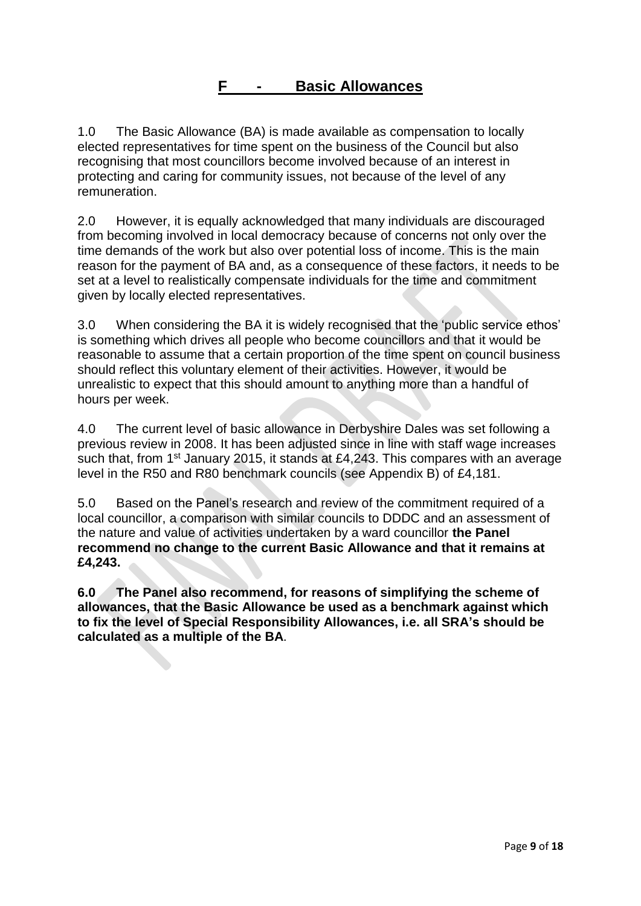# F - Basic Allowances

1.0 The Basic Allowance (BA) is made available as compensation to locally elected representatives for time spent on the business of the Council but also recognising that most councillors become involved because of an interest in protecting and caring for community issues, not because of the level of any remuneration.

2.0 However, it is equally acknowledged that many individuals are discouraged from becoming involved in local democracy because of concerns not only over the time demands of the work but also over potential loss of income. This is the main reason for the payment of BA and, as a consequence of these factors, it needs to be set at a level to realistically compensate individuals for the time and commitment given by locally elected representatives.

3.0 When considering the BA it is widely recognised that the 'public service ethos' is something which drives all people who become councillors and that it would be reasonable to assume that a certain proportion of the time spent on council business should reflect this voluntary element of their activities. However, it would be unrealistic to expect that this should amount to anything more than a handful of hours per week.

4.0 The current level of basic allowance in Derbyshire Dales was set following a previous review in 2008. It has been adjusted since in line with staff wage increases such that, from 1st January 2015, it stands at £4,243. This compares with an average level in the R50 and R80 benchmark councils (see Appendix B) of £4,181.

5.0 Based on the Panel's research and review of the commitment required of a local councillor, a comparison with similar councils to DDDC and an assessment of the nature and value of activities undertaken by a ward councillor **the Panel recommend no change to the current Basic Allowance and that it remains at £4,243.**

**6.0 The Panel also recommend, for reasons of simplifying the scheme of allowances, that the Basic Allowance be used as a benchmark against which to fix the level of Special Responsibility Allowances, i.e. all SRA's should be calculated as a multiple of the BA**.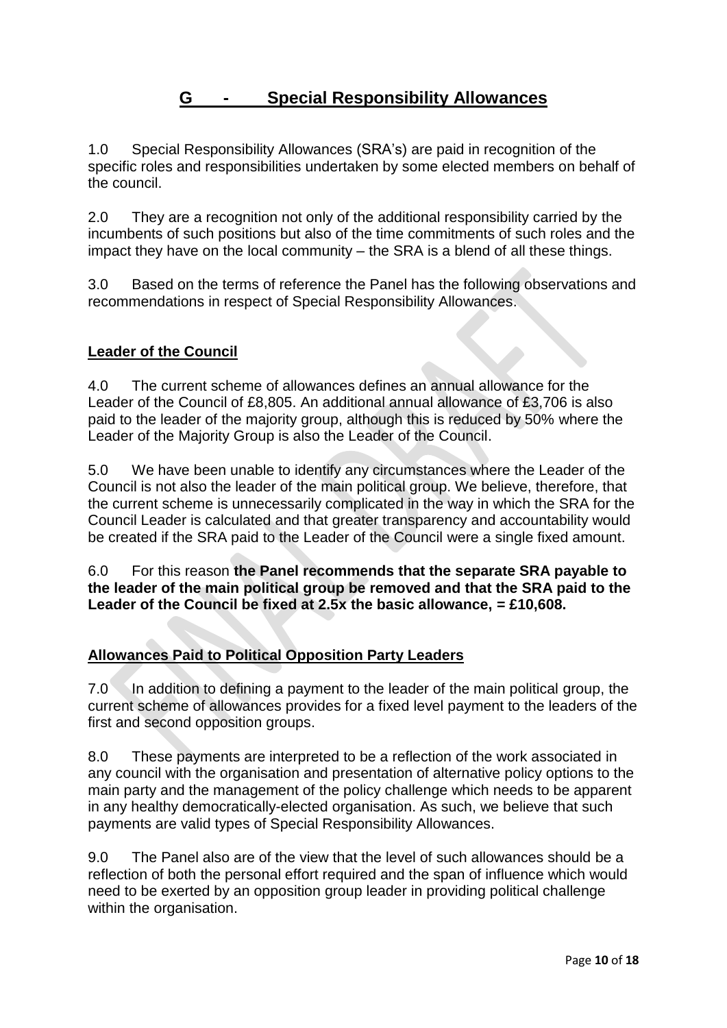## G - Special Responsibility Allowances

1.0 Special Responsibility Allowances (SRA's) are paid in recognition of the specific roles and responsibilities undertaken by some elected members on behalf of the council.

2.0 They are a recognition not only of the additional responsibility carried by the incumbents of such positions but also of the time commitments of such roles and the impact they have on the local community – the SRA is a blend of all these things.

3.0 Based on the terms of reference the Panel has the following observations and recommendations in respect of Special Responsibility Allowances.

### Leader of the Council

4.0 The current scheme of allowances defines an annual allowance for the Leader of the Council of £8,805. An additional annual allowance of £3,706 is also paid to the leader of the majority group, although this is reduced by 50% where the Leader of the Majority Group is also the Leader of the Council.

5.0 We have been unable to identify any circumstances where the Leader of the Council is not also the leader of the main political group. We believe, therefore, that the current scheme is unnecessarily complicated in the way in which the SRA for the Council Leader is calculated and that greater transparency and accountability would be created if the SRA paid to the Leader of the Council were a single fixed amount.

6.0 For this reason **the Panel recommends that the separate SRA payable to the leader of the main political group be removed and that the SRA paid to the Leader of the Council be fixed at 2.5x the basic allowance, = £10,608.**

### Allowances Paid to Political Opposition Party Leaders

7.0 In addition to defining a payment to the leader of the main political group, the current scheme of allowances provides for a fixed level payment to the leaders of the first and second opposition groups.

8.0 These payments are interpreted to be a reflection of the work associated in any council with the organisation and presentation of alternative policy options to the main party and the management of the policy challenge which needs to be apparent in any healthy democratically-elected organisation. As such, we believe that such payments are valid types of Special Responsibility Allowances.

9.0 The Panel also are of the view that the level of such allowances should be a reflection of both the personal effort required and the span of influence which would need to be exerted by an opposition group leader in providing political challenge within the organisation.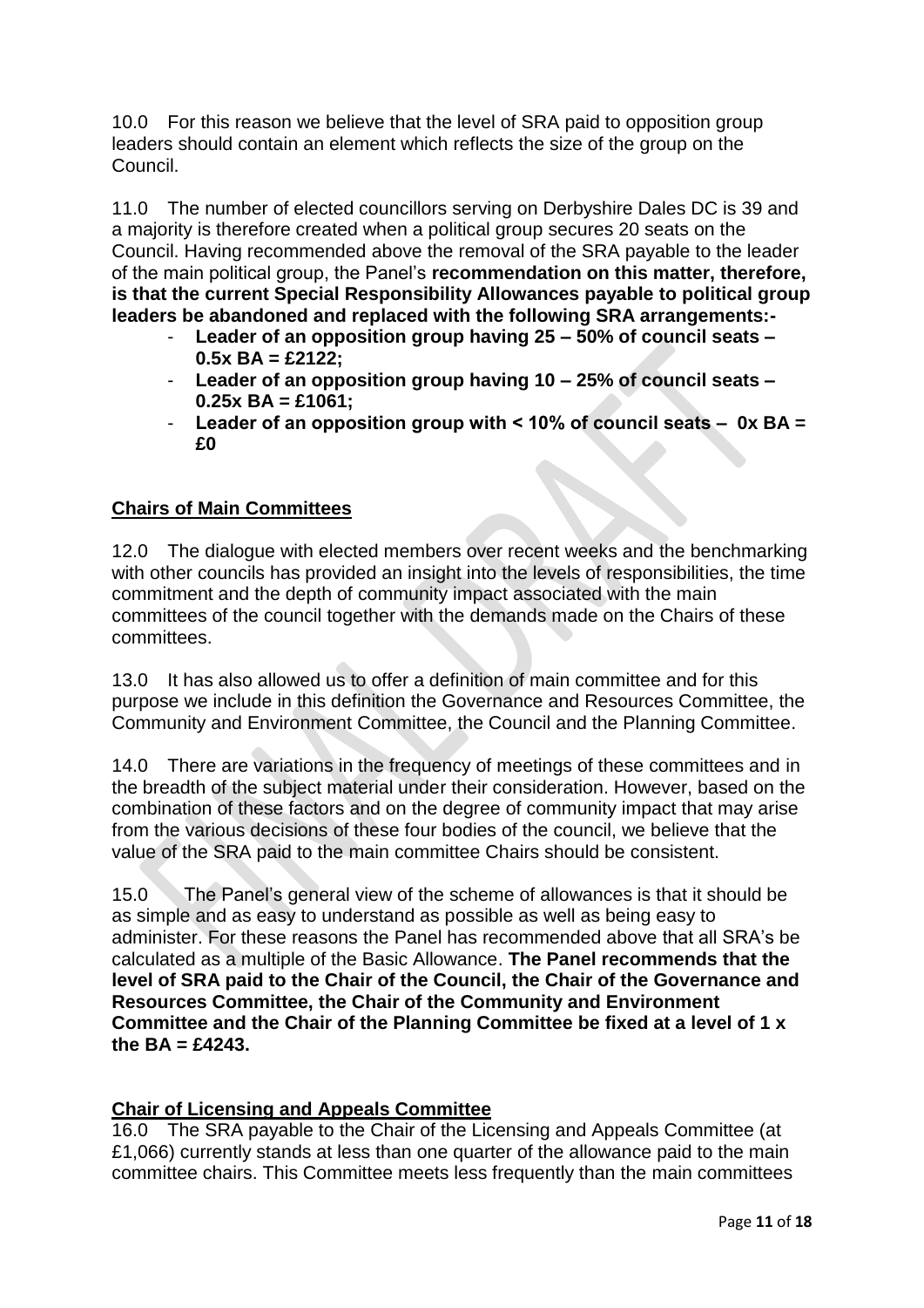10.0 For this reason we believe that the level of SRA paid to opposition group leaders should contain an element which reflects the size of the group on the Council.

11.0 The number of elected councillors serving on Derbyshire Dales DC is 39 and a majority is therefore created when a political group secures 20 seats on the Council. Having recommended above the removal of the SRA payable to the leader of the main political group, the Panel's **recommendation on this matter, therefore, is that the current Special Responsibility Allowances payable to political group leaders be abandoned and replaced with the following SRA arrangements:-**

- **Leader of an opposition group having 25 – 50% of council seats – 0.5x BA = £2122;**
- **Leader of an opposition group having 10 – 25% of council seats – 0.25x BA = £1061;**
- **Leader of an opposition group with < 10% of council seats – 0x BA = £0**

## Chairs of Main Committees

12.0 The dialogue with elected members over recent weeks and the benchmarking with other councils has provided an insight into the levels of responsibilities, the time commitment and the depth of community impact associated with the main committees of the council together with the demands made on the Chairs of these committees.

13.0 It has also allowed us to offer a definition of main committee and for this purpose we include in this definition the Governance and Resources Committee, the Community and Environment Committee, the Council and the Planning Committee.

14.0 There are variations in the frequency of meetings of these committees and in the breadth of the subject material under their consideration. However, based on the combination of these factors and on the degree of community impact that may arise from the various decisions of these four bodies of the council, we believe that the value of the SRA paid to the main committee Chairs should be consistent.

15.0 The Panel's general view of the scheme of allowances is that it should be as simple and as easy to understand as possible as well as being easy to administer. For these reasons the Panel has recommended above that all SRA's be calculated as a multiple of the Basic Allowance. **The Panel recommends that the level of SRA paid to the Chair of the Council, the Chair of the Governance and Resources Committee, the Chair of the Community and Environment Committee and the Chair of the Planning Committee be fixed at a level of 1 x the BA = £4243.**

## Chair of Licensing and Appeals Committee

16.0 The SRA payable to the Chair of the Licensing and Appeals Committee (at £1,066) currently stands at less than one quarter of the allowance paid to the main committee chairs. This Committee meets less frequently than the main committees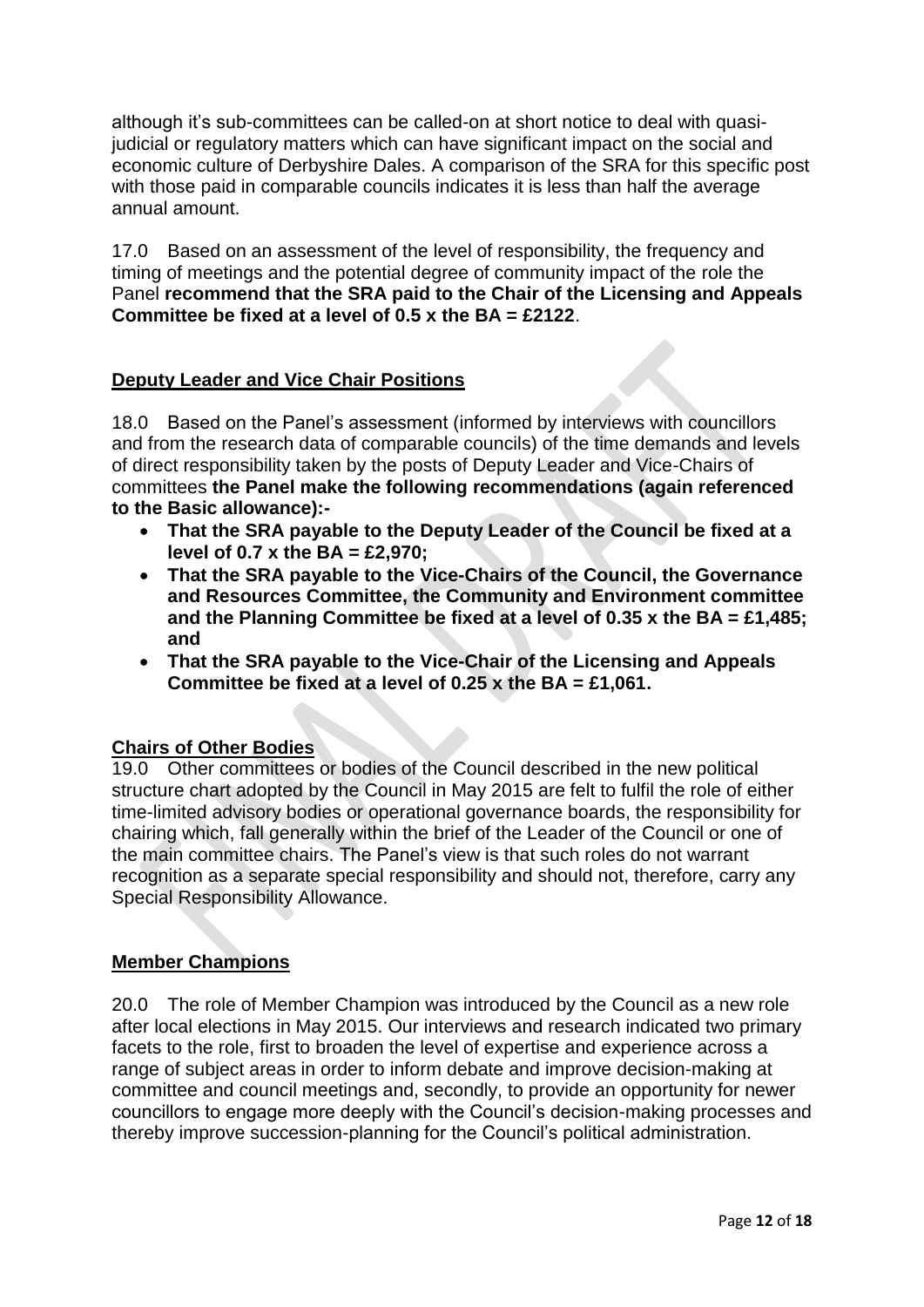although it's sub-committees can be called-on at short notice to deal with quasi-judicial or regulatory matters which can have significant impact on the social and economic culture of Derbyshire Dales. A comparison of the SRA for this specific post with those paid in comparable councils indicates it is less than half the average annual amount.

17.0 Based on an assessment of the level of responsibility, the frequency and timing of meetings and the potential degree of community impact of the role the Panel **recommend that the SRA paid to the Chair of the Licensing and Appeals Committee be fixed at a level of 0.5 x the BA = £2122**.

## Deputy Leader and Vice Chair Positions

18.0 Based on the Panel's assessment (informed by interviews with councillors and from the research data of comparable councils) of the time demands and levels of direct responsibility taken by the posts of Deputy Leader and Vice-Chairs of committees **the Panel make the following recommendations (again referenced to the Basic allowance):-**

- **That the SRA payable to the Deputy Leader of the Council be fixed at a level of 0.7 x the BA = £2,970;**
- **That the SRA payable to the Vice-Chairs of the Council, the Governance and Resources Committee, the Community and Environment committee and the Planning Committee be fixed at a level of 0.35 x the BA = £1,485; and**
- **That the SRA payable to the Vice-Chair of the Licensing and Appeals Committee be fixed at a level of 0.25 x the BA = £1,061.**

## Chairs of Other Bodies

19.0 Other committees or bodies of the Council described in the new political structure chart adopted by the Council in May 2015 are felt to fulfil the role of either time-limited advisory bodies or operational governance boards, the responsibility for chairing which, fall generally within the brief of the Leader of the Council or one of the main committee chairs. The Panel's view is that such roles do not warrant recognition as a separate special responsibility and should not, therefore, carry any Special Responsibility Allowance.

## Member Champions

20.0 The role of Member Champion was introduced by the Council as a new role after local elections in May 2015. Our interviews and research indicated two primary facets to the role, first to broaden the level of expertise and experience across a range of subject areas in order to inform debate and improve decision-making at committee and council meetings and, secondly, to provide an opportunity for newer councillors to engage more deeply with the Council's decision-making processes and thereby improve succession-planning for the Council's political administration.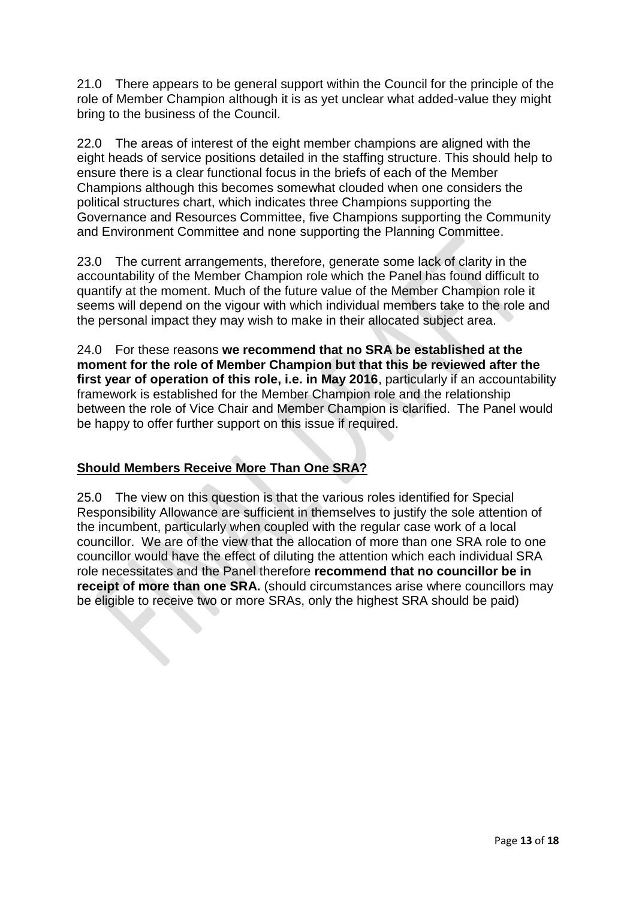21.0 There appears to be general support within the Council for the principle of the role of Member Champion although it is as yet unclear what added-value they might bring to the business of the Council.

22.0 The areas of interest of the eight member champions are aligned with the eight heads of service positions detailed in the staffing structure. This should help to ensure there is a clear functional focus in the briefs of each of the Member Champions although this becomes somewhat clouded when one considers the political structures chart, which indicates three Champions supporting the Governance and Resources Committee, five Champions supporting the Community and Environment Committee and none supporting the Planning Committee.

23.0 The current arrangements, therefore, generate some lack of clarity in the accountability of the Member Champion role which the Panel has found difficult to quantify at the moment. Much of the future value of the Member Champion role it seems will depend on the vigour with which individual members take to the role and the personal impact they may wish to make in their allocated subject area.

24.0 For these reasons **we recommend that no SRA be established at the moment for the role of Member Champion but that this be reviewed after the first year of operation of this role, i.e. in May 2016**, particularly if an accountability framework is established for the Member Champion role and the relationship between the role of Vice Chair and Member Champion is clarified. The Panel would be happy to offer further support on this issue if required.

## Should Members Receive More Than One SRA?

25.0 The view on this question is that the various roles identified for Special Responsibility Allowance are sufficient in themselves to justify the sole attention of the incumbent, particularly when coupled with the regular case work of a local councillor. We are of the view that the allocation of more than one SRA role to one councillor would have the effect of diluting the attention which each individual SRA role necessitates and the Panel therefore **recommend that no councillor be in receipt of more than one SRA.** (should circumstances arise where councillors may be eligible to receive two or more SRAs, only the highest SRA should be paid)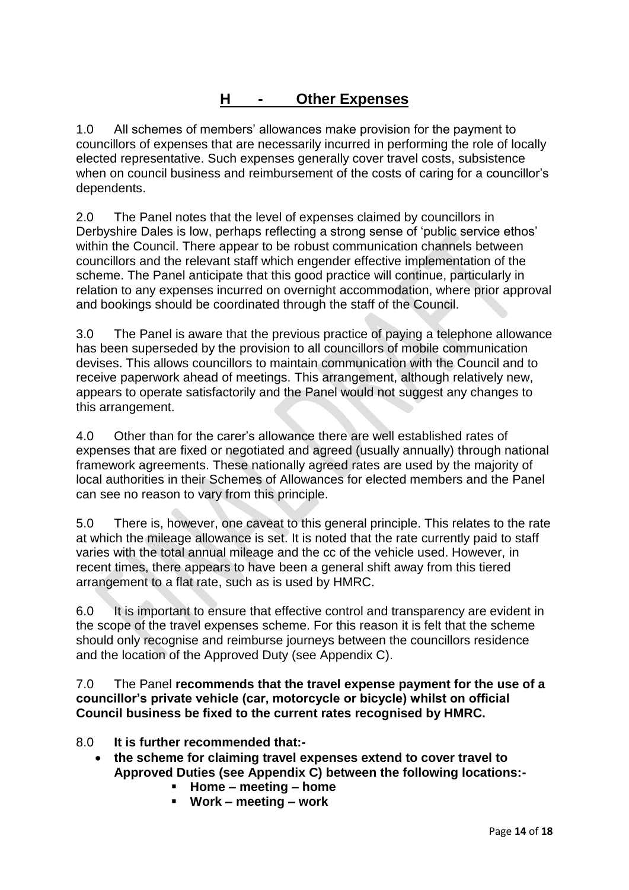## H - Other Expenses

1.0 All schemes of members' allowances make provision for the payment to councillors of expenses that are necessarily incurred in performing the role of locally elected representative. Such expenses generally cover travel costs, subsistence when on council business and reimbursement of the costs of caring for a councillor's dependents.

2.0 The Panel notes that the level of expenses claimed by councillors in Derbyshire Dales is low, perhaps reflecting a strong sense of 'public service ethos' within the Council. There appear to be robust communication channels between councillors and the relevant staff which engender effective implementation of the scheme. The Panel anticipate that this good practice will continue, particularly in relation to any expenses incurred on overnight accommodation, where prior approval and bookings should be coordinated through the staff of the Council.

3.0 The Panel is aware that the previous practice of paying a telephone allowance has been superseded by the provision to all councillors of mobile communication devises. This allows councillors to maintain communication with the Council and to receive paperwork ahead of meetings. This arrangement, although relatively new, appears to operate satisfactorily and the Panel would not suggest any changes to this arrangement.

4.0 Other than for the carer's allowance there are well established rates of expenses that are fixed or negotiated and agreed (usually annually) through national framework agreements. These nationally agreed rates are used by the majority of local authorities in their Schemes of Allowances for elected members and the Panel can see no reason to vary from this principle.

5.0 There is, however, one caveat to this general principle. This relates to the rate at which the mileage allowance is set. It is noted that the rate currently paid to staff varies with the total annual mileage and the cc of the vehicle used. However, in recent times, there appears to have been a general shift away from this tiered arrangement to a flat rate, such as is used by HMRC.

6.0 It is important to ensure that effective control and transparency are evident in the scope of the travel expenses scheme. For this reason it is felt that the scheme should only recognise and reimburse journeys between the councillors residence and the location of the Approved Duty (see Appendix C).

7.0 The Panel **recommends that the travel expense payment for the use of a councillor's private vehicle (car, motorcycle or bicycle) whilst on official Council business be fixed to the current rates recognised by HMRC.**

8.0 **It is further recommended that:-**

- **the scheme for claiming travel expenses extend to cover travel to Approved Duties (see Appendix C) between the following locations:-**
  - **Home – meeting – home**
  - **Work – meeting – work**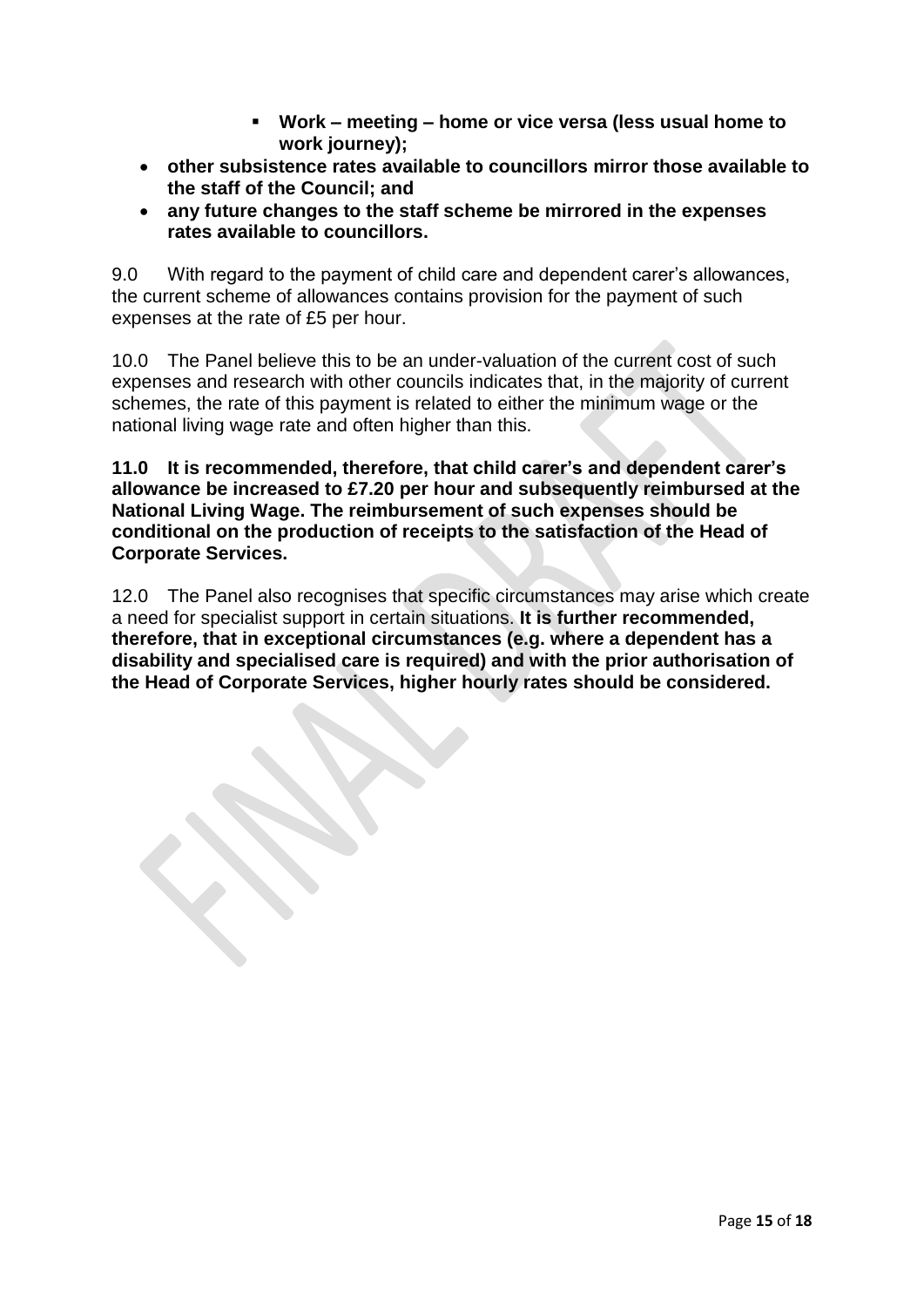- **Work – meeting – home or vice versa (less usual home to work journey);**
- **other subsistence rates available to councillors mirror those available to the staff of the Council; and**
- **any future changes to the staff scheme be mirrored in the expenses rates available to councillors.**

9.0 With regard to the payment of child care and dependent carer's allowances, the current scheme of allowances contains provision for the payment of such expenses at the rate of £5 per hour.

10.0 The Panel believe this to be an under-valuation of the current cost of such expenses and research with other councils indicates that, in the majority of current schemes, the rate of this payment is related to either the minimum wage or the national living wage rate and often higher than this.

**11.0 It is recommended, therefore, that child carer's and dependent carer's allowance be increased to £7.20 per hour and subsequently reimbursed at the National Living Wage. The reimbursement of such expenses should be conditional on the production of receipts to the satisfaction of the Head of Corporate Services.**

12.0 The Panel also recognises that specific circumstances may arise which create a need for specialist support in certain situations. **It is further recommended, therefore, that in exceptional circumstances (e.g. where a dependent has a disability and specialised care is required) and with the prior authorisation of the Head of Corporate Services, higher hourly rates should be considered.**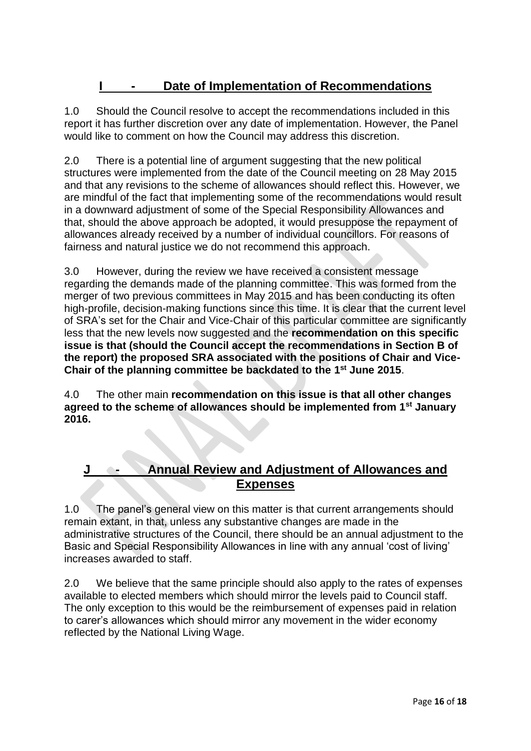## I - Date of Implementation of Recommendations

1.0 Should the Council resolve to accept the recommendations included in this report it has further discretion over any date of implementation. However, the Panel would like to comment on how the Council may address this discretion.

2.0 There is a potential line of argument suggesting that the new political structures were implemented from the date of the Council meeting on 28 May 2015 and that any revisions to the scheme of allowances should reflect this. However, we are mindful of the fact that implementing some of the recommendations would result in a downward adjustment of some of the Special Responsibility Allowances and that, should the above approach be adopted, it would presuppose the repayment of allowances already received by a number of individual councillors. For reasons of fairness and natural justice we do not recommend this approach.

3.0 However, during the review we have received a consistent message regarding the demands made of the planning committee. This was formed from the merger of two previous committees in May 2015 and has been conducting its often high-profile, decision-making functions since this time. It is clear that the current level of SRA's set for the Chair and Vice-Chair of this particular committee are significantly less that the new levels now suggested and the **recommendation on this specific issue is that (should the Council accept the recommendations in Section B of the report) the proposed SRA associated with the positions of Chair and Vice-Chair of the planning committee be backdated to the 1st June 2015**.

4.0 The other main **recommendation on this issue is that all other changes agreed to the scheme of allowances should be implemented from 1st January 2016.**

## J - Annual Review and Adjustment of Allowances and Expenses

1.0 The panel's general view on this matter is that current arrangements should remain extant, in that, unless any substantive changes are made in the administrative structures of the Council, there should be an annual adjustment to the Basic and Special Responsibility Allowances in line with any annual 'cost of living' increases awarded to staff.

2.0 We believe that the same principle should also apply to the rates of expenses available to elected members which should mirror the levels paid to Council staff. The only exception to this would be the reimbursement of expenses paid in relation to carer's allowances which should mirror any movement in the wider economy reflected by the National Living Wage.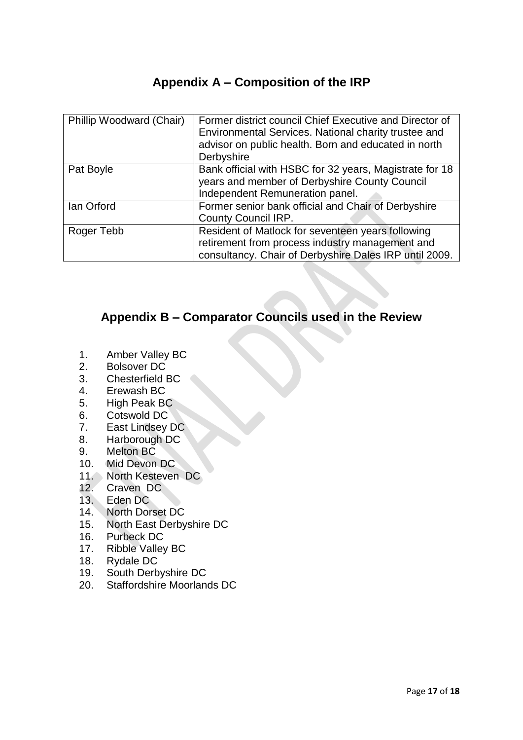## Appendix A – Composition of the IRP

| | |
|---|---|
| Phillip Woodward (Chair) | Former district council Chief Executive and Director of Environmental Services. National charity trustee and advisor on public health. Born and educated in north Derbyshire |
| Pat Boyle | Bank official with HSBC for 32 years, Magistrate for 18 years and member of Derbyshire County Council Independent Remuneration panel. |
| Ian Orford | Former senior bank official and Chair of Derbyshire County Council IRP. |
| Roger Tebb | Resident of Matlock for seventeen years following retirement from process industry management and consultancy. Chair of Derbyshire Dales IRP until 2009. |

## Appendix B – Comparator Councils used in the Review

1. Amber Valley BC
2. Bolsover DC
3. Chesterfield BC
4. Erewash BC
5. High Peak BC
6. Cotswold DC
7. East Lindsey DC
8. Harborough DC
9. Melton BC
10. Mid Devon DC
11. North Kesteven DC
12. Craven DC
13. Eden DC
14. North Dorset DC
15. North East Derbyshire DC
16. Purbeck DC
17. Ribble Valley BC
18. Rydale DC
19. South Derbyshire DC
20. Staffordshire Moorlands DC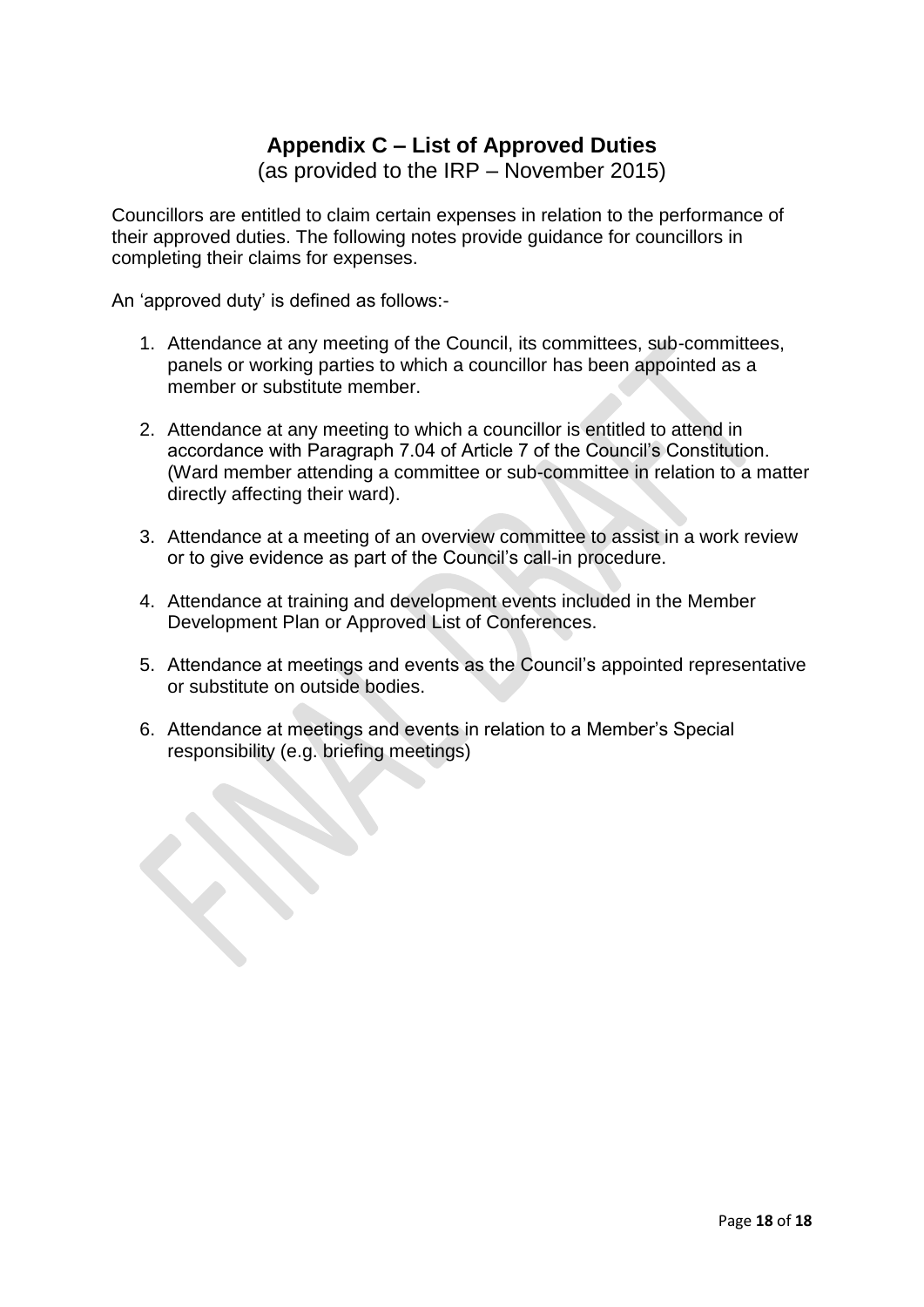## Appendix C – List of Approved Duties

(as provided to the IRP – November 2015)

Councillors are entitled to claim certain expenses in relation to the performance of their approved duties. The following notes provide guidance for councillors in completing their claims for expenses.

An 'approved duty' is defined as follows:-

1. Attendance at any meeting of the Council, its committees, sub-committees, panels or working parties to which a councillor has been appointed as a member or substitute member.

2. Attendance at any meeting to which a councillor is entitled to attend in accordance with Paragraph 7.04 of Article 7 of the Council's Constitution. (Ward member attending a committee or sub-committee in relation to a matter directly affecting their ward).

3. Attendance at a meeting of an overview committee to assist in a work review or to give evidence as part of the Council's call-in procedure.

4. Attendance at training and development events included in the Member Development Plan or Approved List of Conferences.

5. Attendance at meetings and events as the Council's appointed representative or substitute on outside bodies.

6. Attendance at meetings and events in relation to a Member's Special responsibility (e.g. briefing meetings)